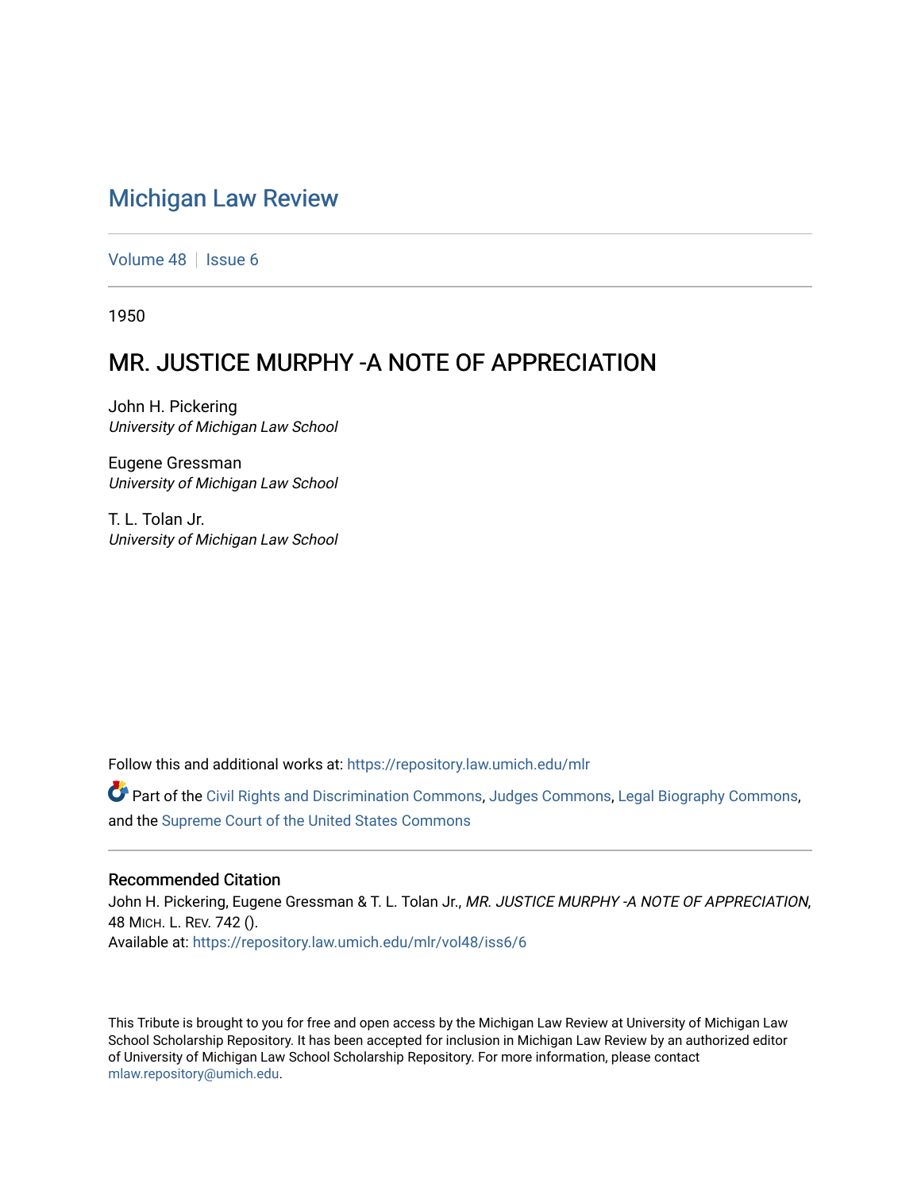# Michigan Law Review

Volume 48 | Issue 6

1950

## MR. JUSTICE MURPHY -A NOTE OF APPRECIATION

John H. Pickering
*University of Michigan Law School*

Eugene Gressman
*University of Michigan Law School*

T. L. Tolan Jr.
*University of Michigan Law School*

Follow this and additional works at: https://repository.law.umich.edu/mlr

Part of the Civil Rights and Discrimination Commons, Judges Commons, Legal Biography Commons, and the Supreme Court of the United States Commons

### Recommended Citation

John H. Pickering, Eugene Gressman & T. L. Tolan Jr., *MR. JUSTICE MURPHY -A NOTE OF APPRECIATION*, 48 MICH. L. REV. 742 ().
Available at: https://repository.law.umich.edu/mlr/vol48/iss6/6

This Tribute is brought to you for free and open access by the Michigan Law Review at University of Michigan Law School Scholarship Repository. It has been accepted for inclusion in Michigan Law Review by an authorized editor of University of Michigan Law School Scholarship Repository. For more information, please contact mlaw.repository@umich.edu.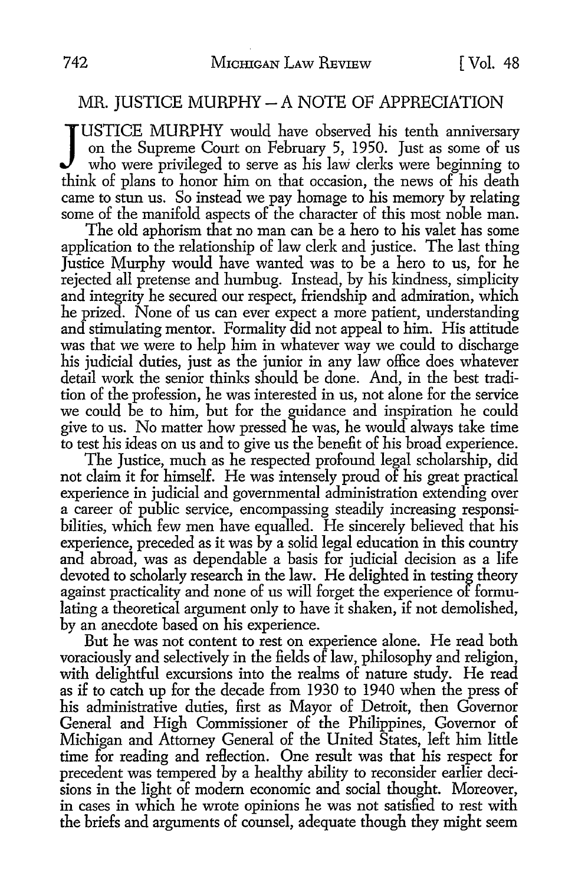## MR. JUSTICE MURPHY – A NOTE OF APPRECIATION

JUSTICE MURPHY would have observed his tenth anniversary on the Supreme Court on February 5, 1950. Just as some of us who were privileged to serve as his law clerks were beginning to think of plans to honor him on that occasion, the news of his death came to stun us. So instead we pay homage to his memory by relating some of the manifold aspects of the character of this most noble man.

The old aphorism that no man can be a hero to his valet has some application to the relationship of law clerk and justice. The last thing Justice Murphy would have wanted was to be a hero to us, for he rejected all pretense and humbug. Instead, by his kindness, simplicity and integrity he secured our respect, friendship and admiration, which he prized. None of us can ever expect a more patient, understanding and stimulating mentor. Formality did not appeal to him. His attitude was that we were to help him in whatever way we could to discharge his judicial duties, just as the junior in any law office does whatever detail work the senior thinks should be done. And, in the best tradition of the profession, he was interested in us, not alone for the service we could be to him, but for the guidance and inspiration he could give to us. No matter how pressed he was, he would always take time to test his ideas on us and to give us the benefit of his broad experience.

The Justice, much as he respected profound legal scholarship, did not claim it for himself. He was intensely proud of his great practical experience in judicial and governmental administration extending over a career of public service, encompassing steadily increasing responsibilities, which few men have equalled. He sincerely believed that his experience, preceded as it was by a solid legal education in this country and abroad, was as dependable a basis for judicial decision as a life devoted to scholarly research in the law. He delighted in testing theory against practicality and none of us will forget the experience of formulating a theoretical argument only to have it shaken, if not demolished, by an anecdote based on his experience.

But he was not content to rest on experience alone. He read both voraciously and selectively in the fields of law, philosophy and religion, with delightful excursions into the realms of nature study. He read as if to catch up for the decade from 1930 to 1940 when the press of his administrative duties, first as Mayor of Detroit, then Governor General and High Commissioner of the Philippines, Governor of Michigan and Attorney General of the United States, left him little time for reading and reflection. One result was that his respect for precedent was tempered by a healthy ability to reconsider earlier decisions in the light of modern economic and social thought. Moreover, in cases in which he wrote opinions he was not satisfied to rest with the briefs and arguments of counsel, adequate though they might seem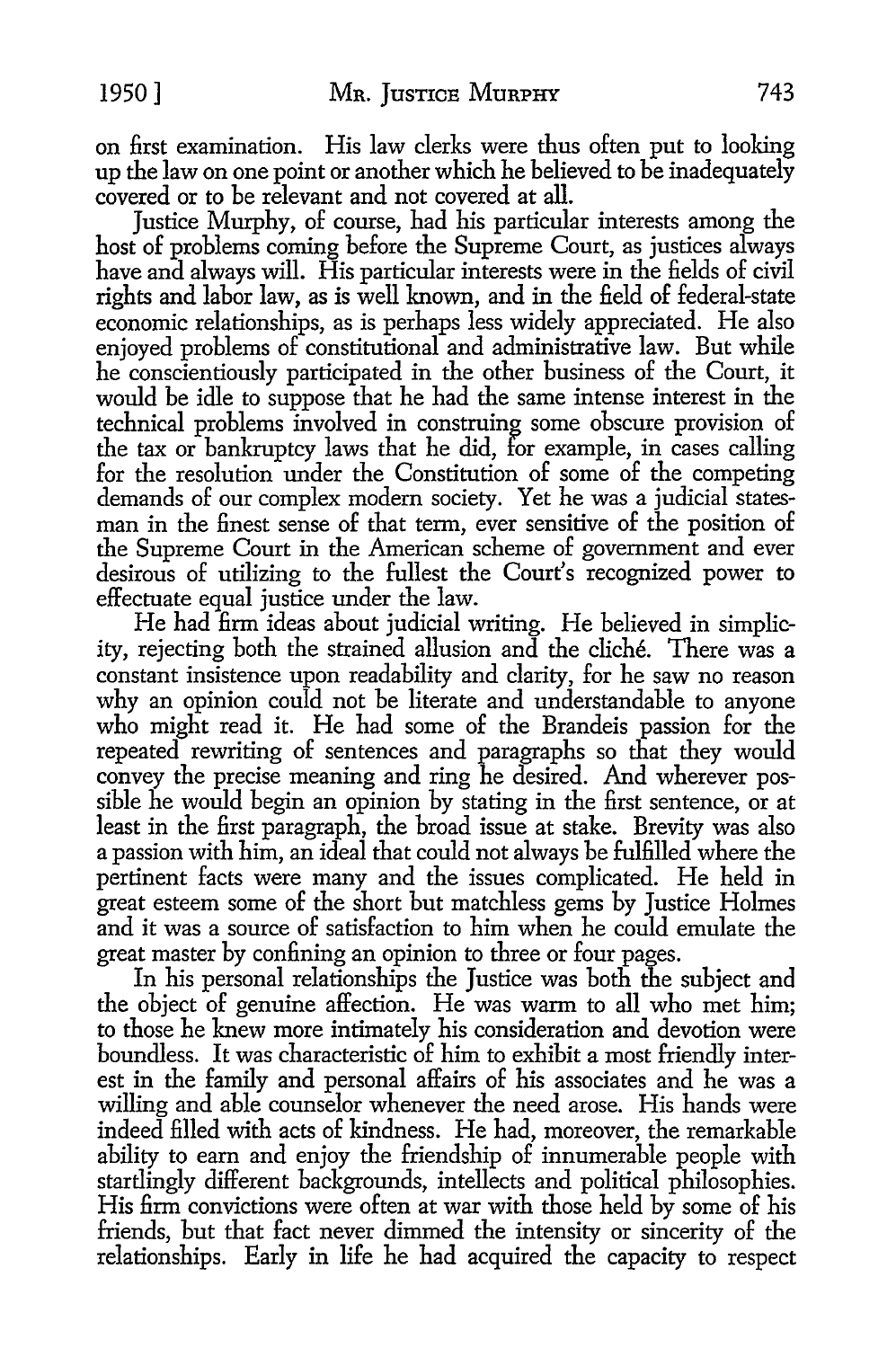on first examination. His law clerks were thus often put to looking up the law on one point or another which he believed to be inadequately covered or to be relevant and not covered at all.

Justice Murphy, of course, had his particular interests among the host of problems coming before the Supreme Court, as justices always have and always will. His particular interests were in the fields of civil rights and labor law, as is well known, and in the field of federal-state economic relationships, as is perhaps less widely appreciated. He also enjoyed problems of constitutional and administrative law. But while he conscientiously participated in the other business of the Court, it would be idle to suppose that he had the same intense interest in the technical problems involved in construing some obscure provision of the tax or bankruptcy laws that he did, for example, in cases calling for the resolution under the Constitution of some of the competing demands of our complex modern society. Yet he was a judicial statesman in the finest sense of that term, ever sensitive of the position of the Supreme Court in the American scheme of government and ever desirous of utilizing to the fullest the Court's recognized power to effectuate equal justice under the law.

He had firm ideas about judicial writing. He believed in simplicity, rejecting both the strained allusion and the cliché. There was a constant insistence upon readability and clarity, for he saw no reason why an opinion could not be literate and understandable to anyone who might read it. He had some of the Brandeis passion for the repeated rewriting of sentences and paragraphs so that they would convey the precise meaning and ring he desired. And wherever possible he would begin an opinion by stating in the first sentence, or at least in the first paragraph, the broad issue at stake. Brevity was also a passion with him, an ideal that could not always be fulfilled where the pertinent facts were many and the issues complicated. He held in great esteem some of the short but matchless gems by Justice Holmes and it was a source of satisfaction to him when he could emulate the great master by confining an opinion to three or four pages.

In his personal relationships the Justice was both the subject and the object of genuine affection. He was warm to all who met him; to those he knew more intimately his consideration and devotion were boundless. It was characteristic of him to exhibit a most friendly interest in the family and personal affairs of his associates and he was a willing and able counselor whenever the need arose. His hands were indeed filled with acts of kindness. He had, moreover, the remarkable ability to earn and enjoy the friendship of innumerable people with startlingly different backgrounds, intellects and political philosophies. His firm convictions were often at war with those held by some of his friends, but that fact never dimmed the intensity or sincerity of the relationships. Early in life he had acquired the capacity to respect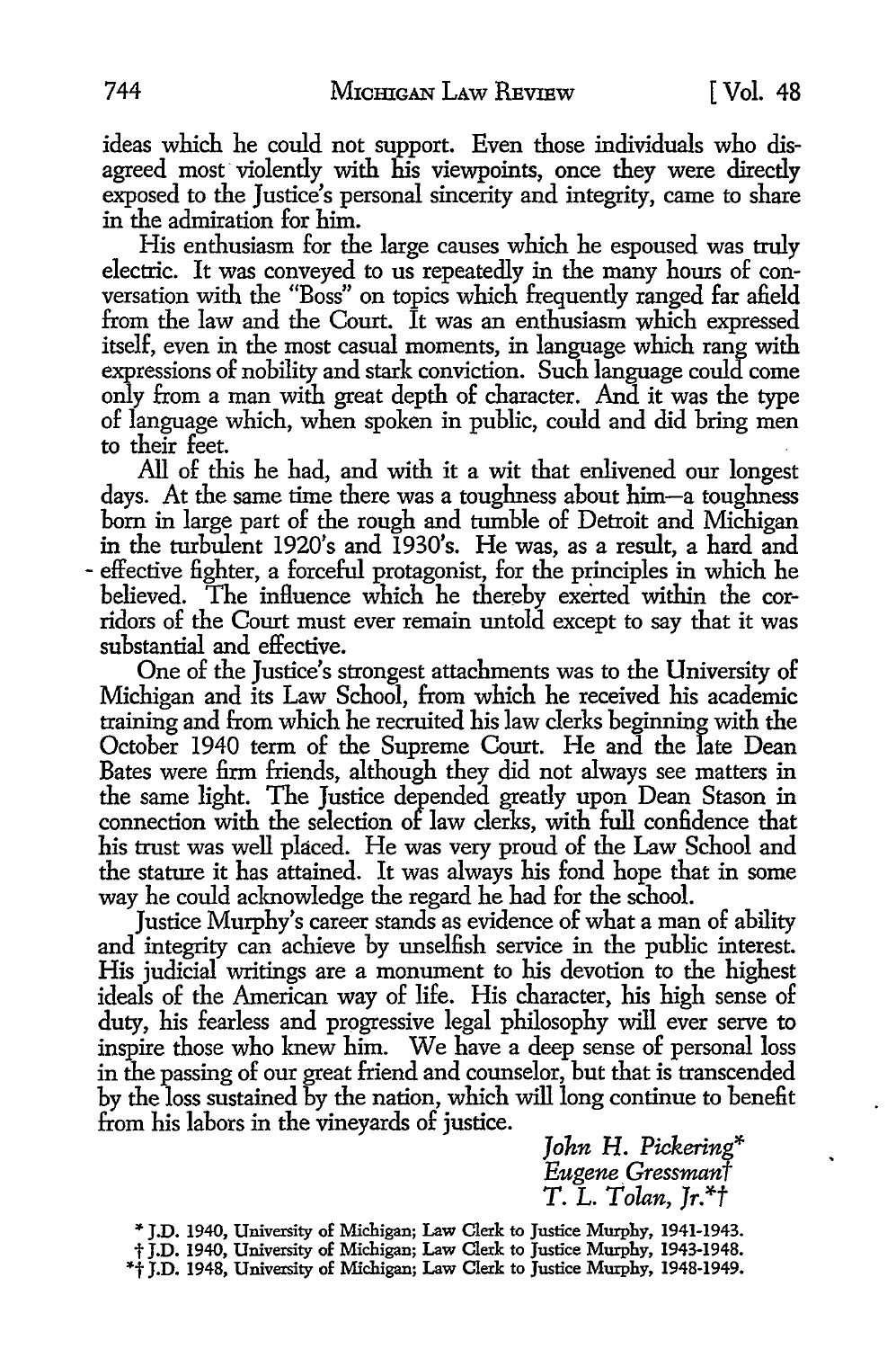ideas which he could not support. Even those individuals who disagreed most violently with his viewpoints, once they were directly exposed to the Justice's personal sincerity and integrity, came to share in the admiration for him.

His enthusiasm for the large causes which he espoused was truly electric. It was conveyed to us repeatedly in the many hours of conversation with the "Boss" on topics which frequently ranged far afield from the law and the Court. It was an enthusiasm which expressed itself, even in the most casual moments, in language which rang with expressions of nobility and stark conviction. Such language could come only from a man with great depth of character. And it was the type of language which, when spoken in public, could and did bring men to their feet.

All of this he had, and with it a wit that enlivened our longest days. At the same time there was a toughness about him—a toughness born in large part of the rough and tumble of Detroit and Michigan in the turbulent 1920's and 1930's. He was, as a result, a hard and effective fighter, a forceful protagonist, for the principles in which he believed. The influence which he thereby exerted within the corridors of the Court must ever remain untold except to say that it was substantial and effective.

One of the Justice's strongest attachments was to the University of Michigan and its Law School, from which he received his academic training and from which he recruited his law clerks beginning with the October 1940 term of the Supreme Court. He and the late Dean Bates were firm friends, although they did not always see matters in the same light. The Justice depended greatly upon Dean Stason in connection with the selection of law clerks, with full confidence that his trust was well placed. He was very proud of the Law School and the stature it has attained. It was always his fond hope that in some way he could acknowledge the regard he had for the school.

Justice Murphy's career stands as evidence of what a man of ability and integrity can achieve by unselfish service in the public interest. His judicial writings are a monument to his devotion to the highest ideals of the American way of life. His character, his high sense of duty, his fearless and progressive legal philosophy will ever serve to inspire those who knew him. We have a deep sense of personal loss in the passing of our great friend and counselor, but that is transcended by the loss sustained by the nation, which will long continue to benefit from his labors in the vineyards of justice.

*John H. Pickering\**
*Eugene Gressman†*
*T. L. Tolan, Jr.\*†*

\* J.D. 1940, University of Michigan; Law Clerk to Justice Murphy, 1941-1943.
† J.D. 1940, University of Michigan; Law Clerk to Justice Murphy, 1943-1948.
\*† J.D. 1948, University of Michigan; Law Clerk to Justice Murphy, 1948-1949.